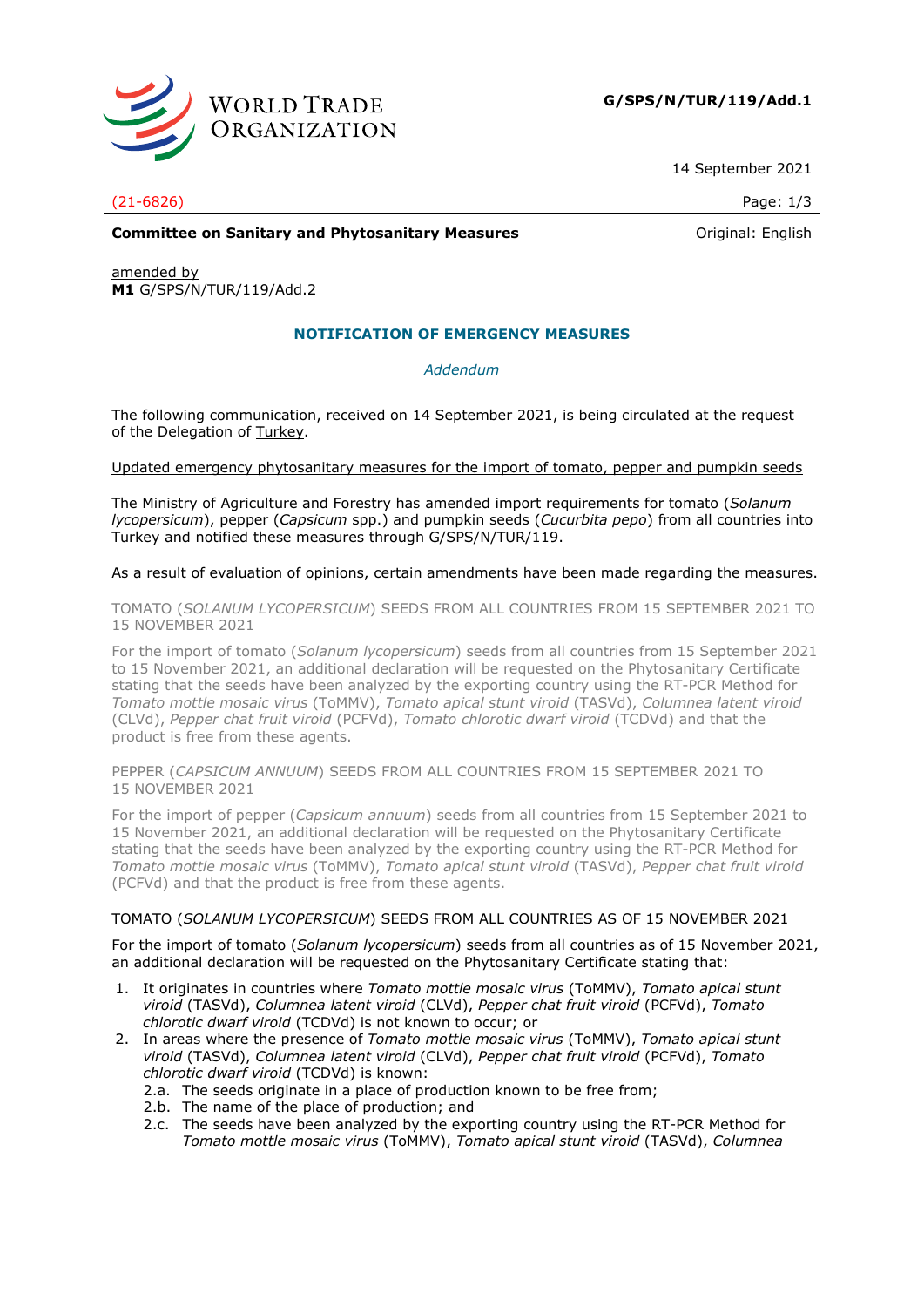**G/SPS/N/TUR/119/Add.1**

14 September 2021

(21-6826)

Original: English

**Committee on Sanitary and Phytosanitary Measures**

amended by
**M1** G/SPS/N/TUR/119/Add.2

## NOTIFICATION OF EMERGENCY MEASURES

*Addendum*

The following communication, received on 14 September 2021, is being circulated at the request of the Delegation of Turkey.

Updated emergency phytosanitary measures for the import of tomato, pepper and pumpkin seeds

The Ministry of Agriculture and Forestry has amended import requirements for tomato (*Solanum lycopersicum*), pepper (*Capsicum* spp.) and pumpkin seeds (*Cucurbita pepo*) from all countries into Turkey and notified these measures through G/SPS/N/TUR/119.

As a result of evaluation of opinions, certain amendments have been made regarding the measures.

TOMATO (*SOLANUM LYCOPERSICUM*) SEEDS FROM ALL COUNTRIES FROM 15 SEPTEMBER 2021 TO 15 NOVEMBER 2021

For the import of tomato (*Solanum lycopersicum*) seeds from all countries from 15 September 2021 to 15 November 2021, an additional declaration will be requested on the Phytosanitary Certificate stating that the seeds have been analyzed by the exporting country using the RT-PCR Method for *Tomato mottle mosaic virus* (ToMMV), *Tomato apical stunt viroid* (TASVd), *Columnea latent viroid* (CLVd), *Pepper chat fruit viroid* (PCFVd), *Tomato chlorotic dwarf viroid* (TCDVd) and that the product is free from these agents.

PEPPER (*CAPSICUM ANNUUM*) SEEDS FROM ALL COUNTRIES FROM 15 SEPTEMBER 2021 TO 15 NOVEMBER 2021

For the import of pepper (*Capsicum annuum*) seeds from all countries from 15 September 2021 to 15 November 2021, an additional declaration will be requested on the Phytosanitary Certificate stating that the seeds have been analyzed by the exporting country using the RT-PCR Method for *Tomato mottle mosaic virus* (ToMMV), *Tomato apical stunt viroid* (TASVd), *Pepper chat fruit viroid* (PCFVd) and that the product is free from these agents.

TOMATO (*SOLANUM LYCOPERSICUM*) SEEDS FROM ALL COUNTRIES AS OF 15 NOVEMBER 2021

For the import of tomato (*Solanum lycopersicum*) seeds from all countries as of 15 November 2021, an additional declaration will be requested on the Phytosanitary Certificate stating that:

1. It originates in countries where *Tomato mottle mosaic virus* (ToMMV), *Tomato apical stunt viroid* (TASVd), *Columnea latent viroid* (CLVd), *Pepper chat fruit viroid* (PCFVd), *Tomato chlorotic dwarf viroid* (TCDVd) is not known to occur; or
2. In areas where the presence of *Tomato mottle mosaic virus* (ToMMV), *Tomato apical stunt viroid* (TASVd), *Columnea latent viroid* (CLVd), *Pepper chat fruit viroid* (PCFVd), *Tomato chlorotic dwarf viroid* (TCDVd) is known:
   - 2.a. The seeds originate in a place of production known to be free from;
   - 2.b. The name of the place of production; and
   - 2.c. The seeds have been analyzed by the exporting country using the RT-PCR Method for *Tomato mottle mosaic virus* (ToMMV), *Tomato apical stunt viroid* (TASVd), *Columnea*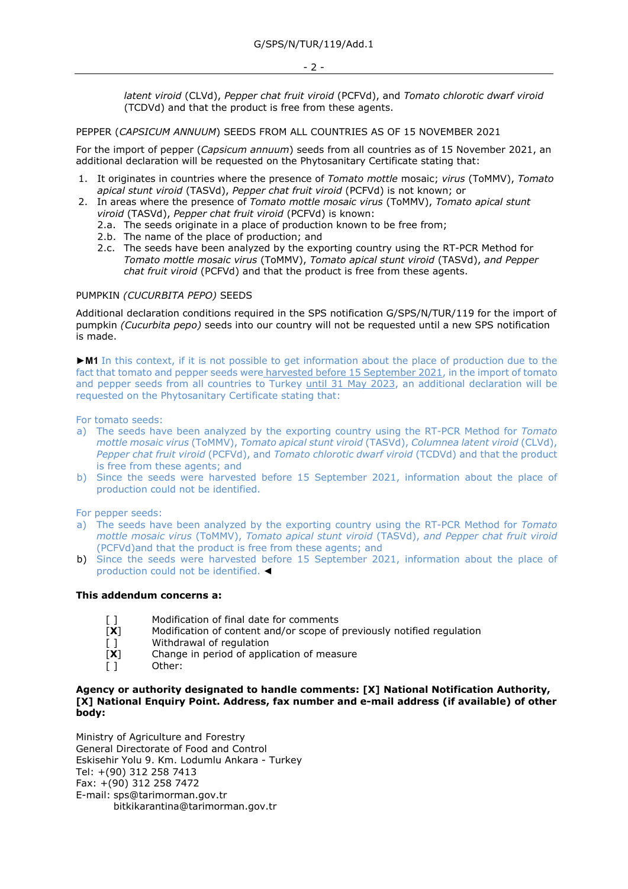*latent viroid* (CLVd), *Pepper chat fruit viroid* (PCFVd), and *Tomato chlorotic dwarf viroid* (TCDVd) and that the product is free from these agents.

PEPPER (*CAPSICUM ANNUUM*) SEEDS FROM ALL COUNTRIES AS OF 15 NOVEMBER 2021

For the import of pepper (*Capsicum annuum*) seeds from all countries as of 15 November 2021, an additional declaration will be requested on the Phytosanitary Certificate stating that:

1. It originates in countries where the presence of *Tomato mottle* mosaic; *virus* (ToMMV), *Tomato apical stunt viroid* (TASVd), *Pepper chat fruit viroid* (PCFVd) is not known; or
2. In areas where the presence of *Tomato mottle mosaic virus* (ToMMV), *Tomato apical stunt viroid* (TASVd), *Pepper chat fruit viroid* (PCFVd) is known:
   - 2.a. The seeds originate in a place of production known to be free from;
   - 2.b. The name of the place of production; and
   - 2.c. The seeds have been analyzed by the exporting country using the RT-PCR Method for *Tomato mottle mosaic virus* (ToMMV), *Tomato apical stunt viroid* (TASVd), *and Pepper chat fruit viroid* (PCFVd) and that the product is free from these agents.

PUMPKIN *(CUCURBITA PEPO)* SEEDS

Additional declaration conditions required in the SPS notification G/SPS/N/TUR/119 for the import of pumpkin *(Cucurbita pepo)* seeds into our country will not be requested until a new SPS notification is made.

►**M1** In this context, if it is not possible to get information about the place of production due to the fact that tomato and pepper seeds were harvested before 15 September 2021, in the import of tomato and pepper seeds from all countries to Turkey until 31 May 2023, an additional declaration will be requested on the Phytosanitary Certificate stating that:

For tomato seeds:

a) The seeds have been analyzed by the exporting country using the RT-PCR Method for *Tomato mottle mosaic virus* (ToMMV), *Tomato apical stunt viroid* (TASVd), *Columnea latent viroid* (CLVd), *Pepper chat fruit viroid* (PCFVd), and *Tomato chlorotic dwarf viroid* (TCDVd) and that the product is free from these agents; and
b) Since the seeds were harvested before 15 September 2021, information about the place of production could not be identified.

For pepper seeds:

a) The seeds have been analyzed by the exporting country using the RT-PCR Method for *Tomato mottle mosaic virus* (ToMMV), *Tomato apical stunt viroid* (TASVd), *and Pepper chat fruit viroid* (PCFVd)and that the product is free from these agents; and
b) Since the seeds were harvested before 15 September 2021, information about the place of production could not be identified. ◄

**This addendum concerns a:**

[ ] Modification of final date for comments
[**X**] Modification of content and/or scope of previously notified regulation
[ ] Withdrawal of regulation
[**X**] Change in period of application of measure
[ ] Other:

**Agency or authority designated to handle comments: [X] National Notification Authority, [X] National Enquiry Point. Address, fax number and e-mail address (if available) of other body:**

Ministry of Agriculture and Forestry
General Directorate of Food and Control
Eskisehir Yolu 9. Km. Lodumlu Ankara - Turkey
Tel: +(90) 312 258 7413
Fax: +(90) 312 258 7472
E-mail: sps@tarimorman.gov.tr
bitkikarantina@tarimorman.gov.tr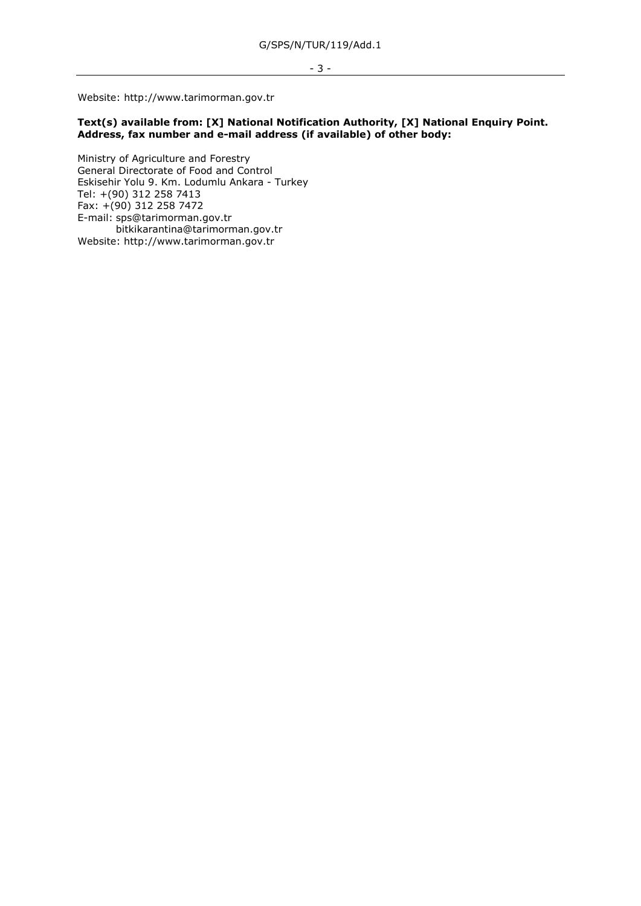Website: http://www.tarimorman.gov.tr

**Text(s) available from: [X] National Notification Authority, [X] National Enquiry Point. Address, fax number and e-mail address (if available) of other body:**

Ministry of Agriculture and Forestry
General Directorate of Food and Control
Eskisehir Yolu 9. Km. Lodumlu Ankara - Turkey
Tel: +(90) 312 258 7413
Fax: +(90) 312 258 7472
E-mail: sps@tarimorman.gov.tr
bitkikarantina@tarimorman.gov.tr
Website: http://www.tarimorman.gov.tr